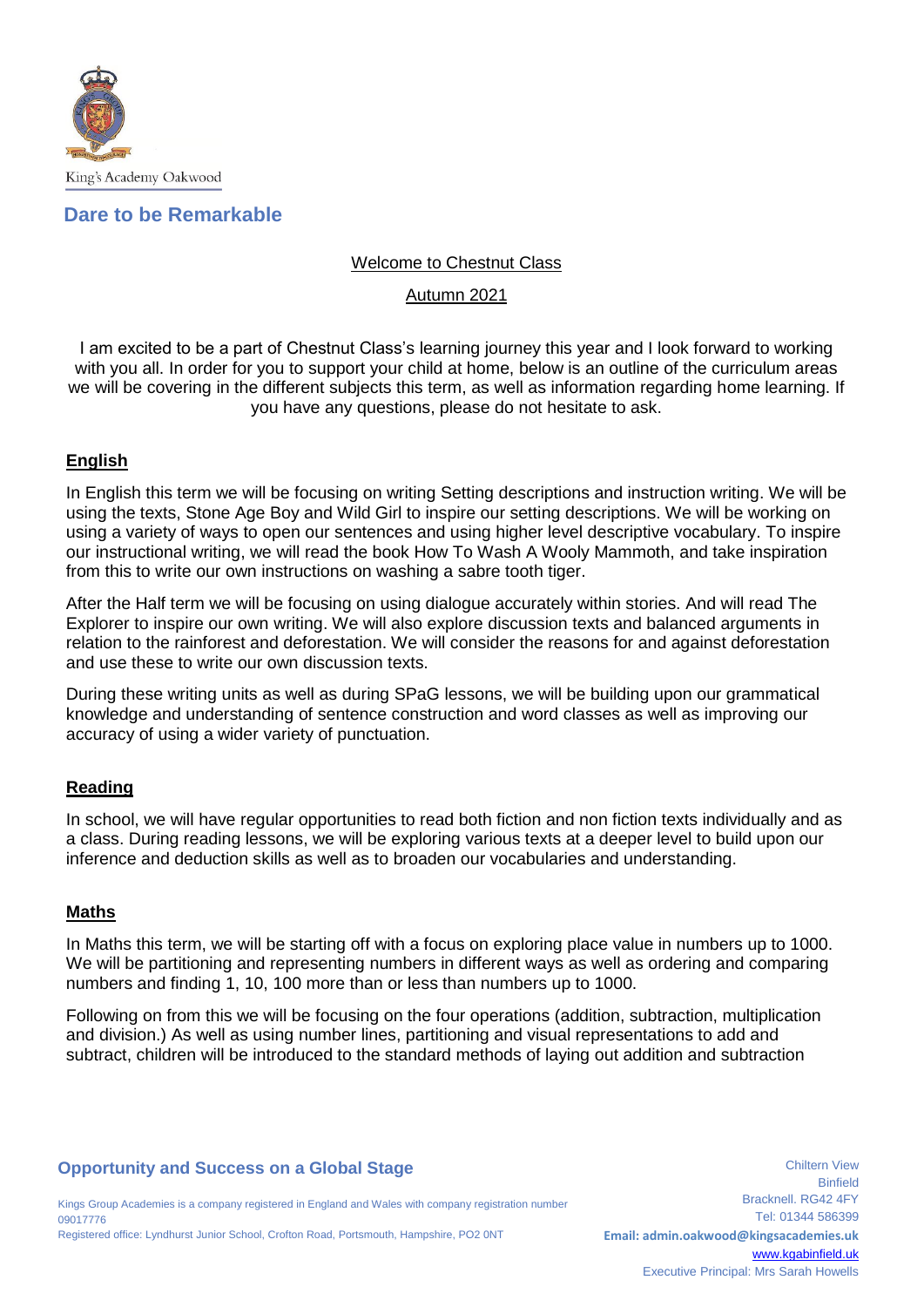King's Academy Oakwood

**Dare to be Remarkable**

Welcome to Chestnut Class

Autumn 2021

I am excited to be a part of Chestnut Class's learning journey this year and I look forward to working with you all. In order for you to support your child at home, below is an outline of the curriculum areas we will be covering in the different subjects this term, as well as information regarding home learning. If you have any questions, please do not hesitate to ask.

## English

In English this term we will be focusing on writing Setting descriptions and instruction writing. We will be using the texts, Stone Age Boy and Wild Girl to inspire our setting descriptions. We will be working on using a variety of ways to open our sentences and using higher level descriptive vocabulary. To inspire our instructional writing, we will read the book How To Wash A Wooly Mammoth, and take inspiration from this to write our own instructions on washing a sabre tooth tiger.

After the Half term we will be focusing on using dialogue accurately within stories. And will read The Explorer to inspire our own writing. We will also explore discussion texts and balanced arguments in relation to the rainforest and deforestation. We will consider the reasons for and against deforestation and use these to write our own discussion texts.

During these writing units as well as during SPaG lessons, we will be building upon our grammatical knowledge and understanding of sentence construction and word classes as well as improving our accuracy of using a wider variety of punctuation.

## Reading

In school, we will have regular opportunities to read both fiction and non fiction texts individually and as a class. During reading lessons, we will be exploring various texts at a deeper level to build upon our inference and deduction skills as well as to broaden our vocabularies and understanding.

## Maths

In Maths this term, we will be starting off with a focus on exploring place value in numbers up to 1000. We will be partitioning and representing numbers in different ways as well as ordering and comparing numbers and finding 1, 10, 100 more than or less than numbers up to 1000.

Following on from this we will be focusing on the four operations (addition, subtraction, multiplication and division.) As well as using number lines, partitioning and visual representations to add and subtract, children will be introduced to the standard methods of laying out addition and subtraction

**Opportunity and Success on a Global Stage**

Kings Group Academies is a company registered in England and Wales with company registration number 09017776
Registered office: Lyndhurst Junior School, Crofton Road, Portsmouth, Hampshire, PO2 0NT

Chiltern View
Binfield
Bracknell. RG42 4FY
Tel: 01344 586399
**Email: admin.oakwood@kingsacademies.uk**
www.kgabinfield.uk
Executive Principal: Mrs Sarah Howells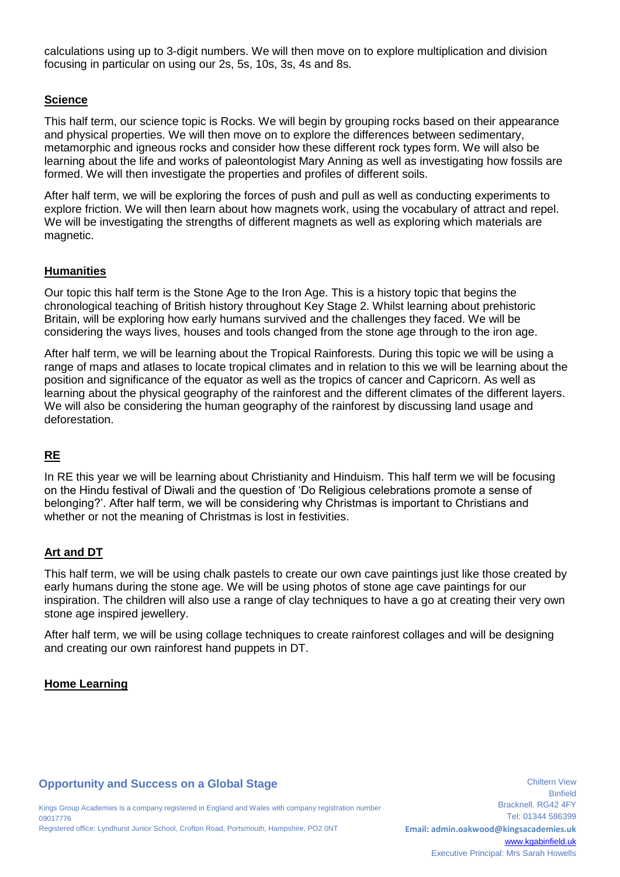calculations using up to 3-digit numbers. We will then move on to explore multiplication and division focusing in particular on using our 2s, 5s, 10s, 3s, 4s and 8s.

## Science

This half term, our science topic is Rocks. We will begin by grouping rocks based on their appearance and physical properties. We will then move on to explore the differences between sedimentary, metamorphic and igneous rocks and consider how these different rock types form. We will also be learning about the life and works of paleontologist Mary Anning as well as investigating how fossils are formed. We will then investigate the properties and profiles of different soils.

After half term, we will be exploring the forces of push and pull as well as conducting experiments to explore friction. We will then learn about how magnets work, using the vocabulary of attract and repel. We will be investigating the strengths of different magnets as well as exploring which materials are magnetic.

## Humanities

Our topic this half term is the Stone Age to the Iron Age. This is a history topic that begins the chronological teaching of British history throughout Key Stage 2. Whilst learning about prehistoric Britain, will be exploring how early humans survived and the challenges they faced. We will be considering the ways lives, houses and tools changed from the stone age through to the iron age.

After half term, we will be learning about the Tropical Rainforests. During this topic we will be using a range of maps and atlases to locate tropical climates and in relation to this we will be learning about the position and significance of the equator as well as the tropics of cancer and Capricorn. As well as learning about the physical geography of the rainforest and the different climates of the different layers. We will also be considering the human geography of the rainforest by discussing land usage and deforestation.

## RE

In RE this year we will be learning about Christianity and Hinduism. This half term we will be focusing on the Hindu festival of Diwali and the question of 'Do Religious celebrations promote a sense of belonging?'. After half term, we will be considering why Christmas is important to Christians and whether or not the meaning of Christmas is lost in festivities.

## Art and DT

This half term, we will be using chalk pastels to create our own cave paintings just like those created by early humans during the stone age. We will be using photos of stone age cave paintings for our inspiration. The children will also use a range of clay techniques to have a go at creating their very own stone age inspired jewellery.

After half term, we will be using collage techniques to create rainforest collages and will be designing and creating our own rainforest hand puppets in DT.

## Home Learning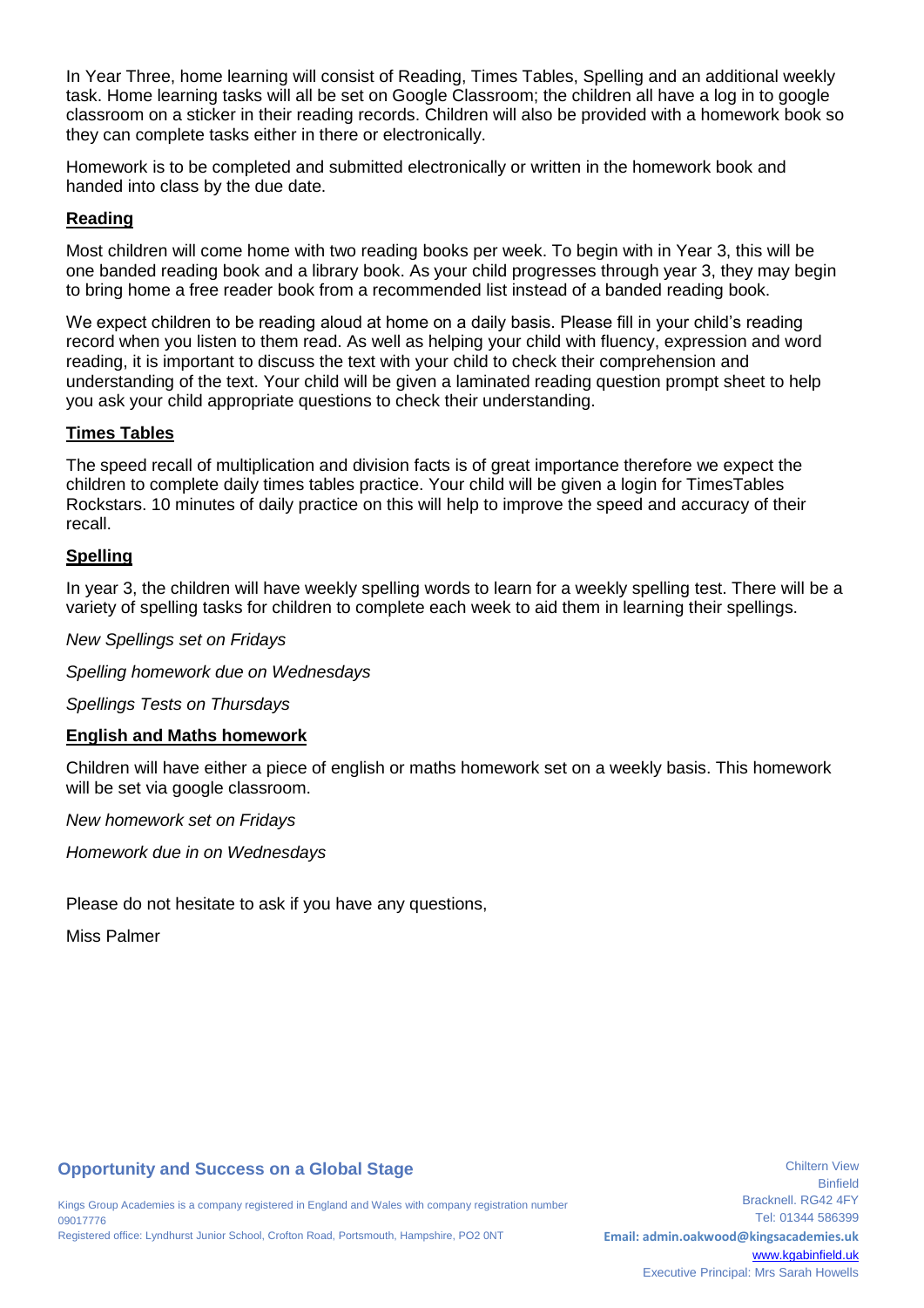In Year Three, home learning will consist of Reading, Times Tables, Spelling and an additional weekly task. Home learning tasks will all be set on Google Classroom; the children all have a log in to google classroom on a sticker in their reading records. Children will also be provided with a homework book so they can complete tasks either in there or electronically.

Homework is to be completed and submitted electronically or written in the homework book and handed into class by the due date.

## Reading

Most children will come home with two reading books per week. To begin with in Year 3, this will be one banded reading book and a library book. As your child progresses through year 3, they may begin to bring home a free reader book from a recommended list instead of a banded reading book.

We expect children to be reading aloud at home on a daily basis. Please fill in your child's reading record when you listen to them read. As well as helping your child with fluency, expression and word reading, it is important to discuss the text with your child to check their comprehension and understanding of the text. Your child will be given a laminated reading question prompt sheet to help you ask your child appropriate questions to check their understanding.

## Times Tables

The speed recall of multiplication and division facts is of great importance therefore we expect the children to complete daily times tables practice. Your child will be given a login for TimesTables Rockstars. 10 minutes of daily practice on this will help to improve the speed and accuracy of their recall.

## Spelling

In year 3, the children will have weekly spelling words to learn for a weekly spelling test. There will be a variety of spelling tasks for children to complete each week to aid them in learning their spellings.

*New Spellings set on Fridays*

*Spelling homework due on Wednesdays*

*Spellings Tests on Thursdays*

## English and Maths homework

Children will have either a piece of english or maths homework set on a weekly basis. This homework will be set via google classroom.

*New homework set on Fridays*

*Homework due in on Wednesdays*

Please do not hesitate to ask if you have any questions,

Miss Palmer